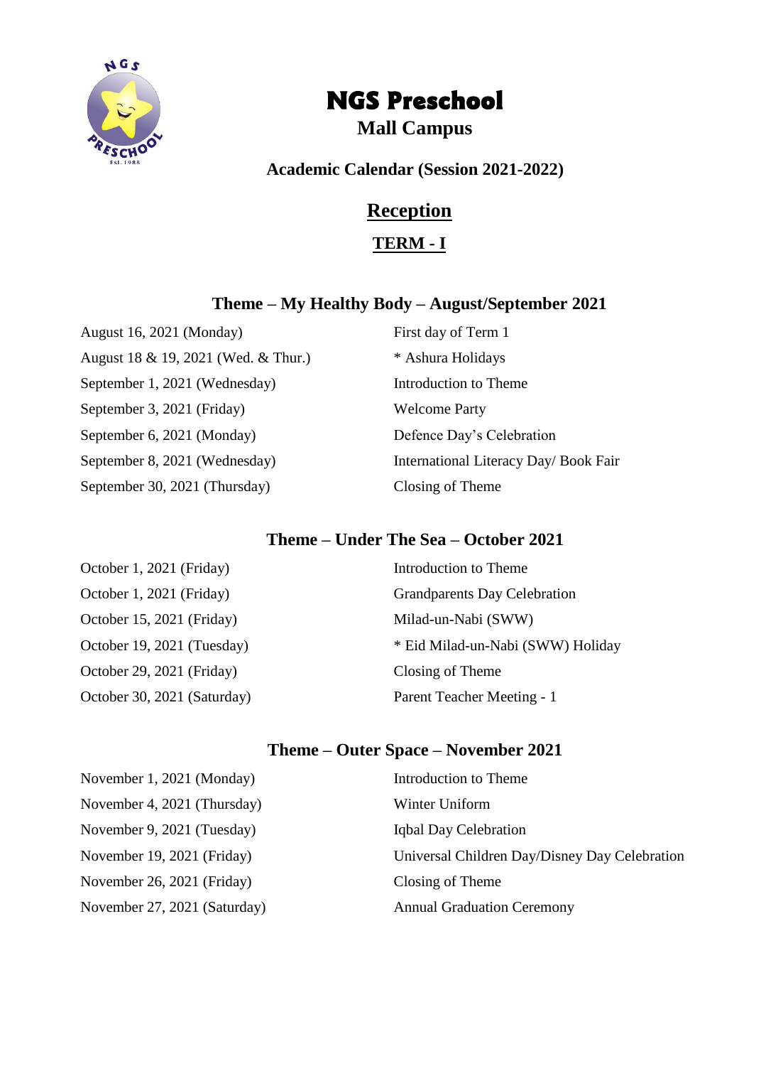# NGS Preschool

## Mall Campus

### Academic Calendar (Session 2021-2022)

## Reception

## TERM - I

### Theme – My Healthy Body – August/September 2021

| | |
|---|---|
| August 16, 2021 (Monday) | First day of Term 1 |
| August 18 & 19, 2021 (Wed. & Thur.) | * Ashura Holidays |
| September 1, 2021 (Wednesday) | Introduction to Theme |
| September 3, 2021 (Friday) | Welcome Party |
| September 6, 2021 (Monday) | Defence Day's Celebration |
| September 8, 2021 (Wednesday) | International Literacy Day/ Book Fair |
| September 30, 2021 (Thursday) | Closing of Theme |

### Theme – Under The Sea – October 2021

| | |
|---|---|
| October 1, 2021 (Friday) | Introduction to Theme |
| October 1, 2021 (Friday) | Grandparents Day Celebration |
| October 15, 2021 (Friday) | Milad-un-Nabi (SWW) |
| October 19, 2021 (Tuesday) | * Eid Milad-un-Nabi (SWW) Holiday |
| October 29, 2021 (Friday) | Closing of Theme |
| October 30, 2021 (Saturday) | Parent Teacher Meeting - 1 |

### Theme – Outer Space – November 2021

| | |
|---|---|
| November 1, 2021 (Monday) | Introduction to Theme |
| November 4, 2021 (Thursday) | Winter Uniform |
| November 9, 2021 (Tuesday) | Iqbal Day Celebration |
| November 19, 2021 (Friday) | Universal Children Day/Disney Day Celebration |
| November 26, 2021 (Friday) | Closing of Theme |
| November 27, 2021 (Saturday) | Annual Graduation Ceremony |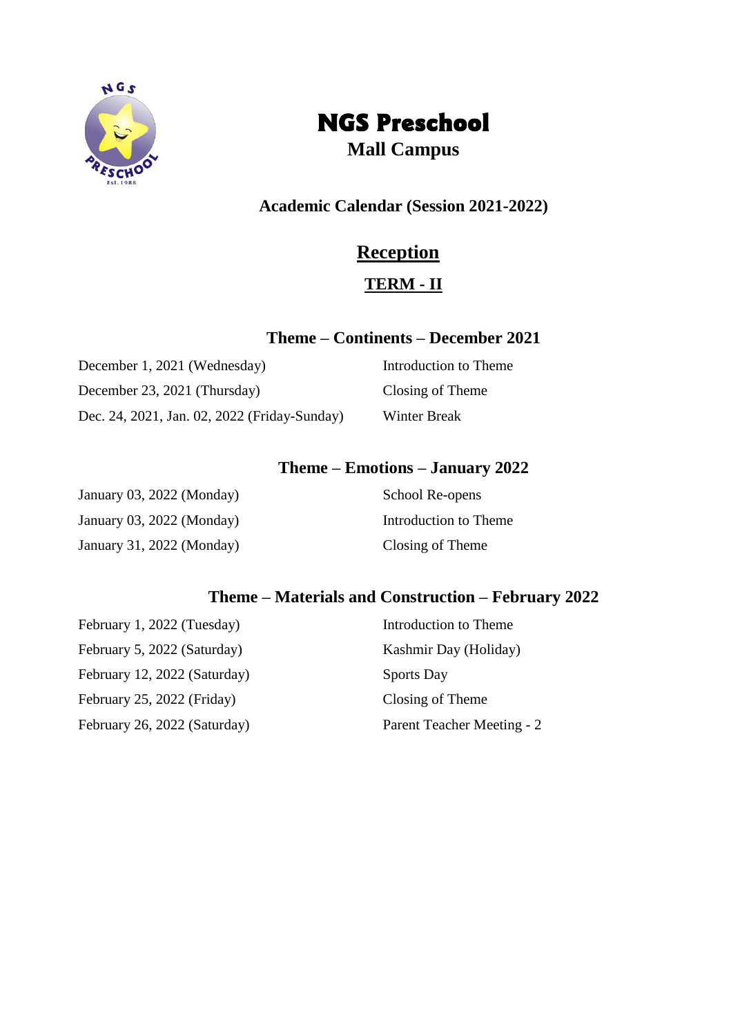# NGS Preschool

## Mall Campus

### Academic Calendar (Session 2021-2022)

### Reception

### TERM - II

#### Theme – Continents – December 2021

| | |
|---|---|
| December 1, 2021 (Wednesday) | Introduction to Theme |
| December 23, 2021 (Thursday) | Closing of Theme |
| Dec. 24, 2021, Jan. 02, 2022 (Friday-Sunday) | Winter Break |

#### Theme – Emotions – January 2022

| | |
|---|---|
| January 03, 2022 (Monday) | School Re-opens |
| January 03, 2022 (Monday) | Introduction to Theme |
| January 31, 2022 (Monday) | Closing of Theme |

#### Theme – Materials and Construction – February 2022

| | |
|---|---|
| February 1, 2022 (Tuesday) | Introduction to Theme |
| February 5, 2022 (Saturday) | Kashmir Day (Holiday) |
| February 12, 2022 (Saturday) | Sports Day |
| February 25, 2022 (Friday) | Closing of Theme |
| February 26, 2022 (Saturday) | Parent Teacher Meeting - 2 |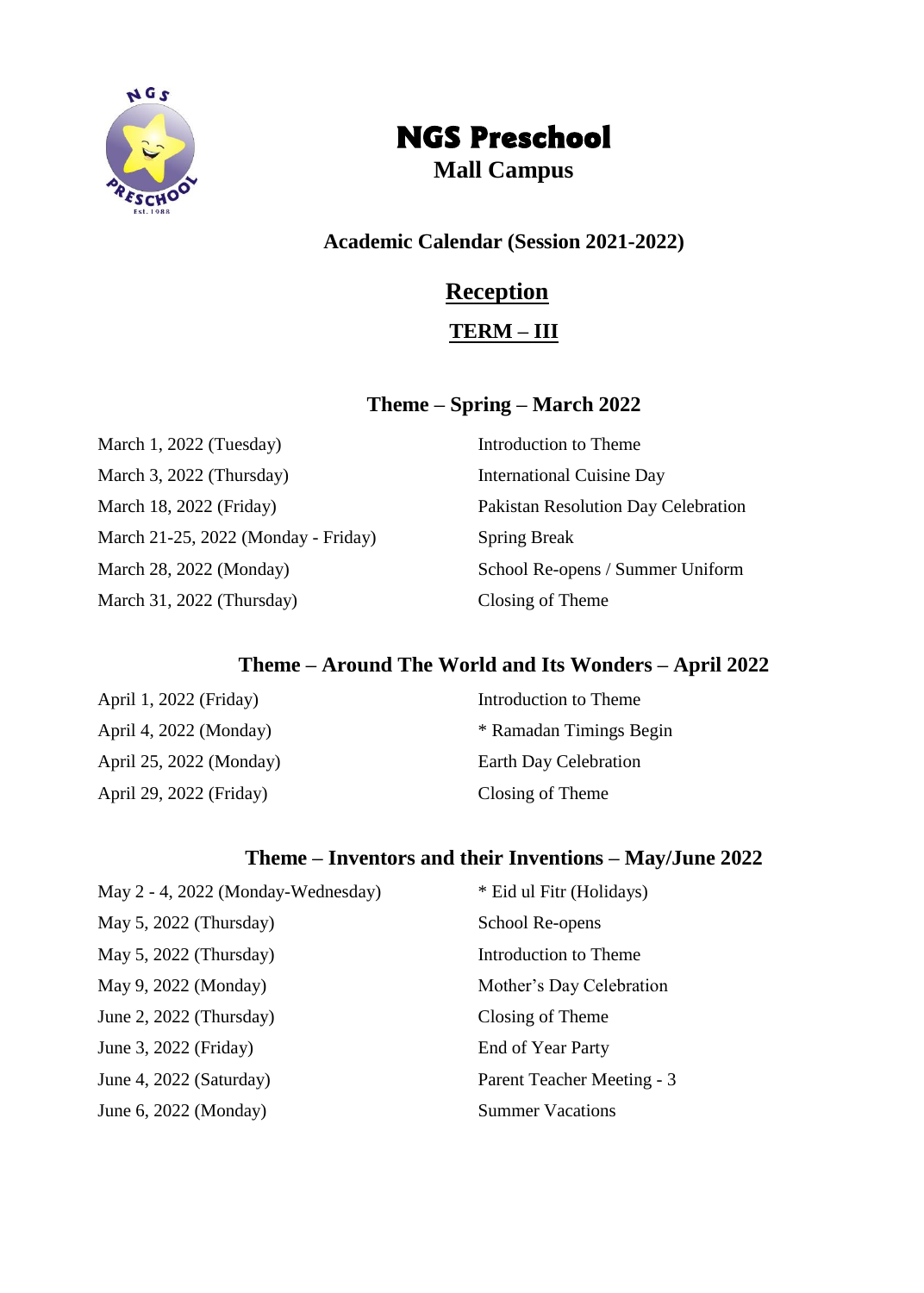# NGS Preschool

## Mall Campus

### Academic Calendar (Session 2021-2022)

### Reception

### TERM – III

#### Theme – Spring – March 2022

| | |
|---|---|
| March 1, 2022 (Tuesday) | Introduction to Theme |
| March 3, 2022 (Thursday) | International Cuisine Day |
| March 18, 2022 (Friday) | Pakistan Resolution Day Celebration |
| March 21-25, 2022 (Monday - Friday) | Spring Break |
| March 28, 2022 (Monday) | School Re-opens / Summer Uniform |
| March 31, 2022 (Thursday) | Closing of Theme |

#### Theme – Around The World and Its Wonders – April 2022

| | |
|---|---|
| April 1, 2022 (Friday) | Introduction to Theme |
| April 4, 2022 (Monday) | * Ramadan Timings Begin |
| April 25, 2022 (Monday) | Earth Day Celebration |
| April 29, 2022 (Friday) | Closing of Theme |

#### Theme – Inventors and their Inventions – May/June 2022

| | |
|---|---|
| May 2 - 4, 2022 (Monday-Wednesday) | * Eid ul Fitr (Holidays) |
| May 5, 2022 (Thursday) | School Re-opens |
| May 5, 2022 (Thursday) | Introduction to Theme |
| May 9, 2022 (Monday) | Mother's Day Celebration |
| June 2, 2022 (Thursday) | Closing of Theme |
| June 3, 2022 (Friday) | End of Year Party |
| June 4, 2022 (Saturday) | Parent Teacher Meeting - 3 |
| June 6, 2022 (Monday) | Summer Vacations |